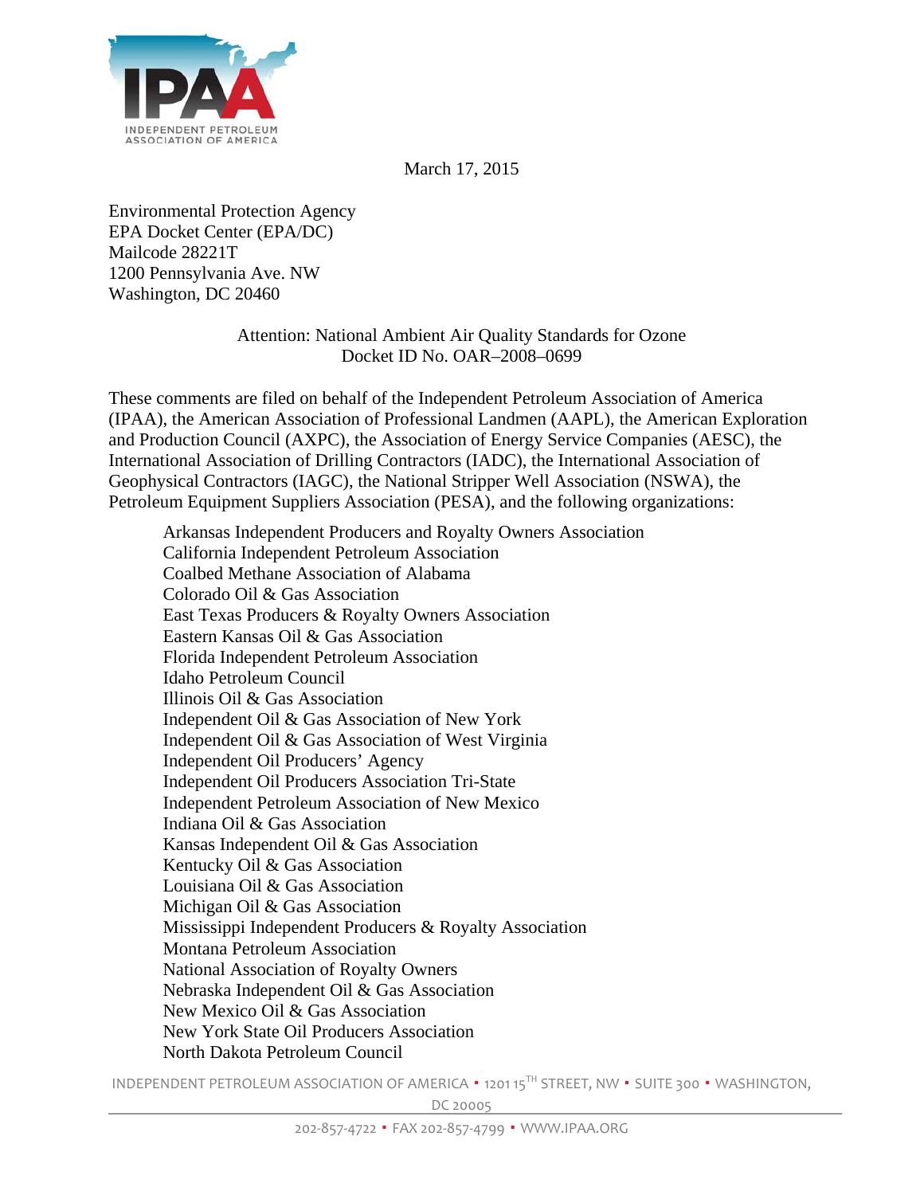March 17, 2015

Environmental Protection Agency
EPA Docket Center (EPA/DC)
Mailcode 28221T
1200 Pennsylvania Ave. NW
Washington, DC 20460

Attention: National Ambient Air Quality Standards for Ozone
Docket ID No. OAR–2008–0699

These comments are filed on behalf of the Independent Petroleum Association of America (IPAA), the American Association of Professional Landmen (AAPL), the American Exploration and Production Council (AXPC), the Association of Energy Service Companies (AESC), the International Association of Drilling Contractors (IADC), the International Association of Geophysical Contractors (IAGC), the National Stripper Well Association (NSWA), the Petroleum Equipment Suppliers Association (PESA), and the following organizations:

Arkansas Independent Producers and Royalty Owners Association
California Independent Petroleum Association
Coalbed Methane Association of Alabama
Colorado Oil & Gas Association
East Texas Producers & Royalty Owners Association
Eastern Kansas Oil & Gas Association
Florida Independent Petroleum Association
Idaho Petroleum Council
Illinois Oil & Gas Association
Independent Oil & Gas Association of New York
Independent Oil & Gas Association of West Virginia
Independent Oil Producers' Agency
Independent Oil Producers Association Tri-State
Independent Petroleum Association of New Mexico
Indiana Oil & Gas Association
Kansas Independent Oil & Gas Association
Kentucky Oil & Gas Association
Louisiana Oil & Gas Association
Michigan Oil & Gas Association
Mississippi Independent Producers & Royalty Association
Montana Petroleum Association
National Association of Royalty Owners
Nebraska Independent Oil & Gas Association
New Mexico Oil & Gas Association
New York State Oil Producers Association
North Dakota Petroleum Council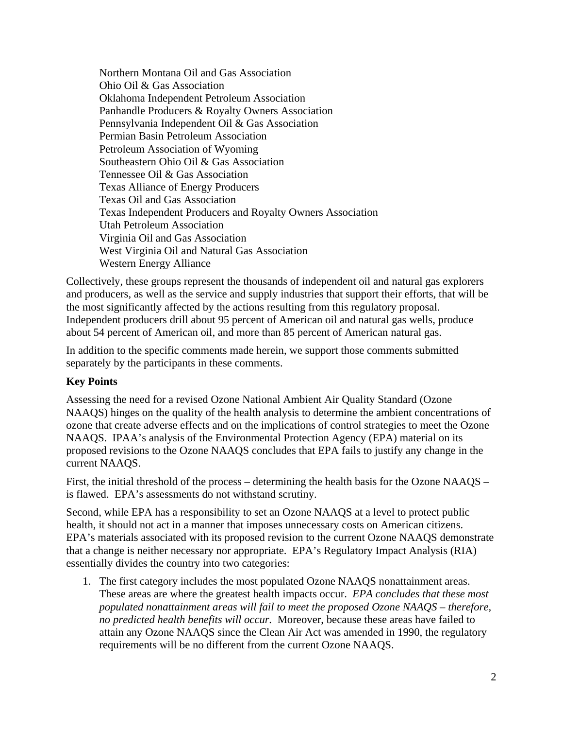Northern Montana Oil and Gas Association
Ohio Oil & Gas Association
Oklahoma Independent Petroleum Association
Panhandle Producers & Royalty Owners Association
Pennsylvania Independent Oil & Gas Association
Permian Basin Petroleum Association
Petroleum Association of Wyoming
Southeastern Ohio Oil & Gas Association
Tennessee Oil & Gas Association
Texas Alliance of Energy Producers
Texas Oil and Gas Association
Texas Independent Producers and Royalty Owners Association
Utah Petroleum Association
Virginia Oil and Gas Association
West Virginia Oil and Natural Gas Association
Western Energy Alliance

Collectively, these groups represent the thousands of independent oil and natural gas explorers and producers, as well as the service and supply industries that support their efforts, that will be the most significantly affected by the actions resulting from this regulatory proposal. Independent producers drill about 95 percent of American oil and natural gas wells, produce about 54 percent of American oil, and more than 85 percent of American natural gas.

In addition to the specific comments made herein, we support those comments submitted separately by the participants in these comments.

**Key Points**

Assessing the need for a revised Ozone National Ambient Air Quality Standard (Ozone NAAQS) hinges on the quality of the health analysis to determine the ambient concentrations of ozone that create adverse effects and on the implications of control strategies to meet the Ozone NAAQS. IPAA's analysis of the Environmental Protection Agency (EPA) material on its proposed revisions to the Ozone NAAQS concludes that EPA fails to justify any change in the current NAAQS.

First, the initial threshold of the process – determining the health basis for the Ozone NAAQS – is flawed. EPA's assessments do not withstand scrutiny.

Second, while EPA has a responsibility to set an Ozone NAAQS at a level to protect public health, it should not act in a manner that imposes unnecessary costs on American citizens. EPA's materials associated with its proposed revision to the current Ozone NAAQS demonstrate that a change is neither necessary nor appropriate. EPA's Regulatory Impact Analysis (RIA) essentially divides the country into two categories:

1. The first category includes the most populated Ozone NAAQS nonattainment areas. These areas are where the greatest health impacts occur. *EPA concludes that these most populated nonattainment areas will fail to meet the proposed Ozone NAAQS – therefore, no predicted health benefits will occur.* Moreover, because these areas have failed to attain any Ozone NAAQS since the Clean Air Act was amended in 1990, the regulatory requirements will be no different from the current Ozone NAAQS.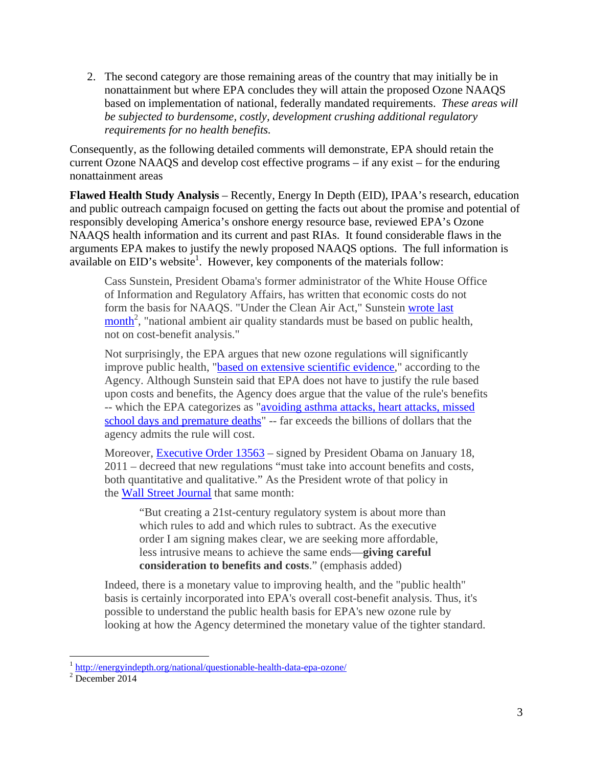2. The second category are those remaining areas of the country that may initially be in nonattainment but where EPA concludes they will attain the proposed Ozone NAAQS based on implementation of national, federally mandated requirements. *These areas will be subjected to burdensome, costly, development crushing additional regulatory requirements for no health benefits.*

Consequently, as the following detailed comments will demonstrate, EPA should retain the current Ozone NAAQS and develop cost effective programs – if any exist – for the enduring nonattainment areas

**Flawed Health Study Analysis** – Recently, Energy In Depth (EID), IPAA's research, education and public outreach campaign focused on getting the facts out about the promise and potential of responsibly developing America's onshore energy resource base, reviewed EPA's Ozone NAAQS health information and its current and past RIAs. It found considerable flaws in the arguments EPA makes to justify the newly proposed NAAQS options. The full information is available on EID's website[1]. However, key components of the materials follow:

> Cass Sunstein, President Obama's former administrator of the White House Office of Information and Regulatory Affairs, has written that economic costs do not form the basis for NAAQS. "Under the Clean Air Act," Sunstein wrote last month[2], "national ambient air quality standards must be based on public health, not on cost-benefit analysis."
>
> Not surprisingly, the EPA argues that new ozone regulations will significantly improve public health, "based on extensive scientific evidence," according to the Agency. Although Sunstein said that EPA does not have to justify the rule based upon costs and benefits, the Agency does argue that the value of the rule's benefits -- which the EPA categorizes as "avoiding asthma attacks, heart attacks, missed school days and premature deaths" -- far exceeds the billions of dollars that the agency admits the rule will cost.
>
> Moreover, Executive Order 13563 – signed by President Obama on January 18, 2011 – decreed that new regulations "must take into account benefits and costs, both quantitative and qualitative." As the President wrote of that policy in the Wall Street Journal that same month:
>
> > "But creating a 21st-century regulatory system is about more than which rules to add and which rules to subtract. As the executive order I am signing makes clear, we are seeking more affordable, less intrusive means to achieve the same ends—**giving careful consideration to benefits and costs**." (emphasis added)
>
> Indeed, there is a monetary value to improving health, and the "public health" basis is certainly incorporated into EPA's overall cost-benefit analysis. Thus, it's possible to understand the public health basis for EPA's new ozone rule by looking at how the Agency determined the monetary value of the tighter standard.

---

[1] http://energyindepth.org/national/questionable-health-data-epa-ozone/

[2] December 2014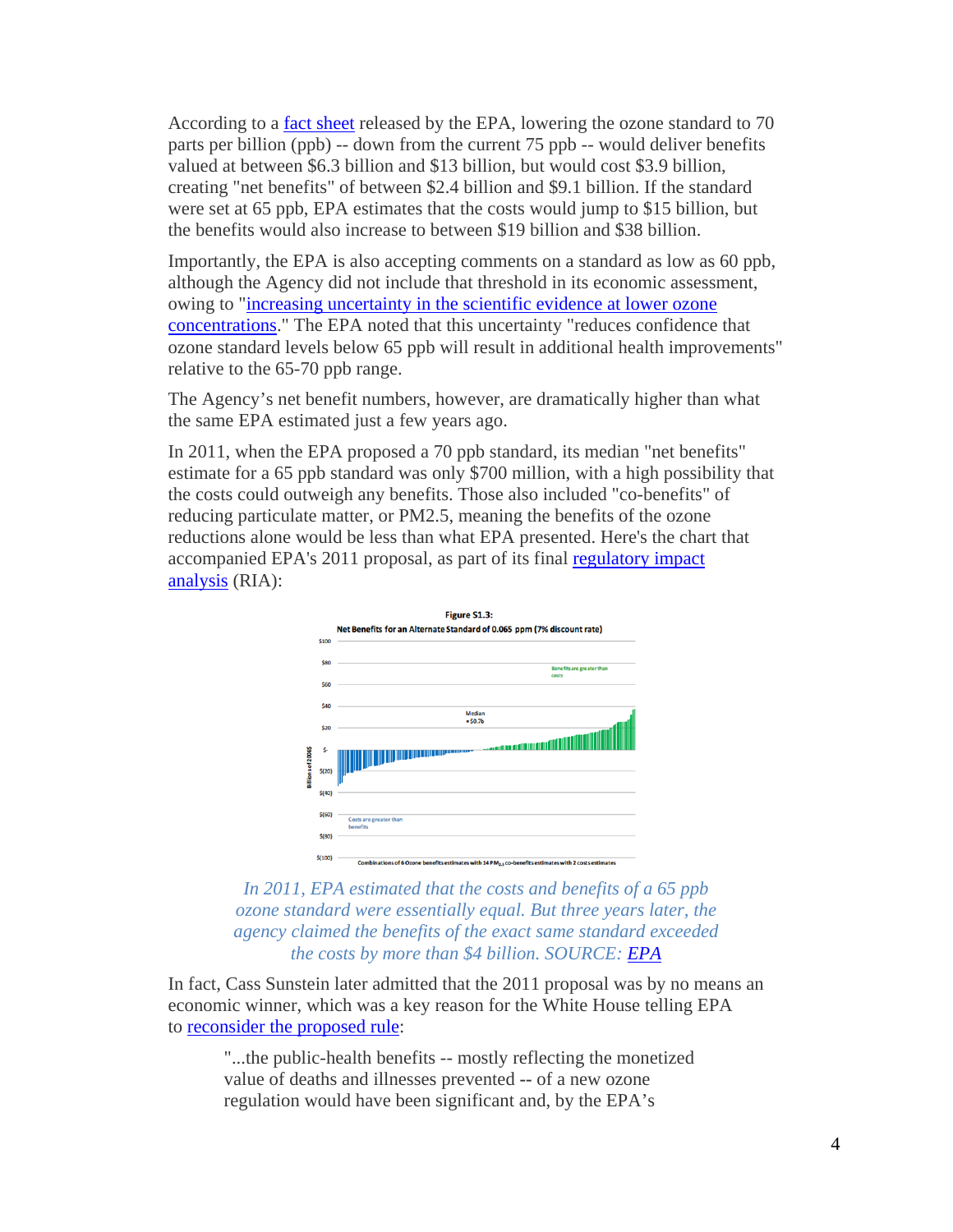According to a fact sheet released by the EPA, lowering the ozone standard to 70 parts per billion (ppb) -- down from the current 75 ppb -- would deliver benefits valued at between $6.3 billion and $13 billion, but would cost $3.9 billion, creating "net benefits" of between $2.4 billion and $9.1 billion. If the standard were set at 65 ppb, EPA estimates that the costs would jump to $15 billion, but the benefits would also increase to between $19 billion and $38 billion.

Importantly, the EPA is also accepting comments on a standard as low as 60 ppb, although the Agency did not include that threshold in its economic assessment, owing to "increasing uncertainty in the scientific evidence at lower ozone concentrations." The EPA noted that this uncertainty "reduces confidence that ozone standard levels below 65 ppb will result in additional health improvements" relative to the 65-70 ppb range.

The Agency's net benefit numbers, however, are dramatically higher than what the same EPA estimated just a few years ago.

In 2011, when the EPA proposed a 70 ppb standard, its median "net benefits" estimate for a 65 ppb standard was only $700 million, with a high possibility that the costs could outweigh any benefits. Those also included "co-benefits" of reducing particulate matter, or PM2.5, meaning the benefits of the ozone reductions alone would be less than what EPA presented. Here's the chart that accompanied EPA's 2011 proposal, as part of its final regulatory impact analysis (RIA):

*In 2011, EPA estimated that the costs and benefits of a 65 ppb ozone standard were essentially equal. But three years later, the agency claimed the benefits of the exact same standard exceeded the costs by more than $4 billion. SOURCE: EPA*

In fact, Cass Sunstein later admitted that the 2011 proposal was by no means an economic winner, which was a key reason for the White House telling EPA to reconsider the proposed rule:

> "...the public-health benefits -- mostly reflecting the monetized value of deaths and illnesses prevented -- of a new ozone regulation would have been significant and, by the EPA's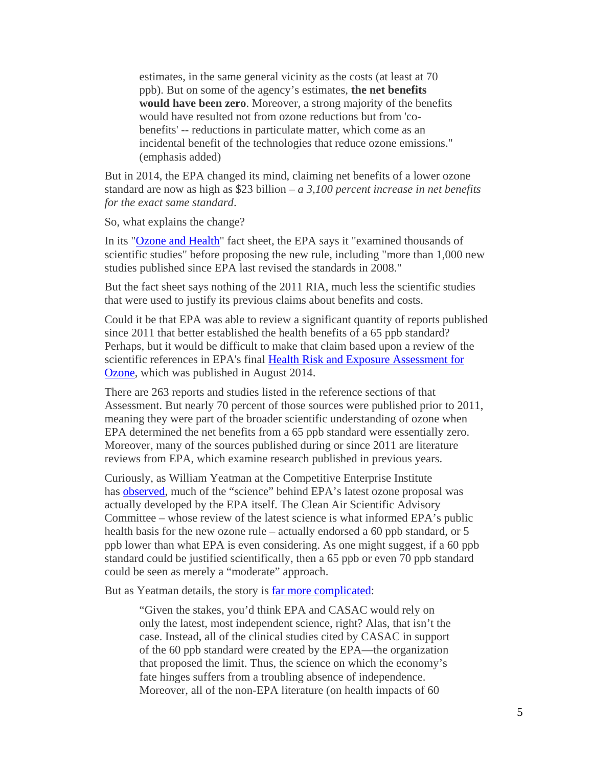> estimates, in the same general vicinity as the costs (at least at 70 ppb). But on some of the agency's estimates, **the net benefits would have been zero**. Moreover, a strong majority of the benefits would have resulted not from ozone reductions but from 'co-benefits' -- reductions in particulate matter, which come as an incidental benefit of the technologies that reduce ozone emissions." (emphasis added)

But in 2014, the EPA changed its mind, claiming net benefits of a lower ozone standard are now as high as $23 billion – *a 3,100 percent increase in net benefits for the exact same standard*.

So, what explains the change?

In its "Ozone and Health" fact sheet, the EPA says it "examined thousands of scientific studies" before proposing the new rule, including "more than 1,000 new studies published since EPA last revised the standards in 2008."

But the fact sheet says nothing of the 2011 RIA, much less the scientific studies that were used to justify its previous claims about benefits and costs.

Could it be that EPA was able to review a significant quantity of reports published since 2011 that better established the health benefits of a 65 ppb standard? Perhaps, but it would be difficult to make that claim based upon a review of the scientific references in EPA's final Health Risk and Exposure Assessment for Ozone, which was published in August 2014.

There are 263 reports and studies listed in the reference sections of that Assessment. But nearly 70 percent of those sources were published prior to 2011, meaning they were part of the broader scientific understanding of ozone when EPA determined the net benefits from a 65 ppb standard were essentially zero. Moreover, many of the sources published during or since 2011 are literature reviews from EPA, which examine research published in previous years.

Curiously, as William Yeatman at the Competitive Enterprise Institute has observed, much of the "science" behind EPA's latest ozone proposal was actually developed by the EPA itself. The Clean Air Scientific Advisory Committee – whose review of the latest science is what informed EPA's public health basis for the new ozone rule – actually endorsed a 60 ppb standard, or 5 ppb lower than what EPA is even considering. As one might suggest, if a 60 ppb standard could be justified scientifically, then a 65 ppb or even 70 ppb standard could be seen as merely a "moderate" approach.

But as Yeatman details, the story is far more complicated:

> "Given the stakes, you'd think EPA and CASAC would rely on only the latest, most independent science, right? Alas, that isn't the case. Instead, all of the clinical studies cited by CASAC in support of the 60 ppb standard were created by the EPA—the organization that proposed the limit. Thus, the science on which the economy's fate hinges suffers from a troubling absence of independence. Moreover, all of the non-EPA literature (on health impacts of 60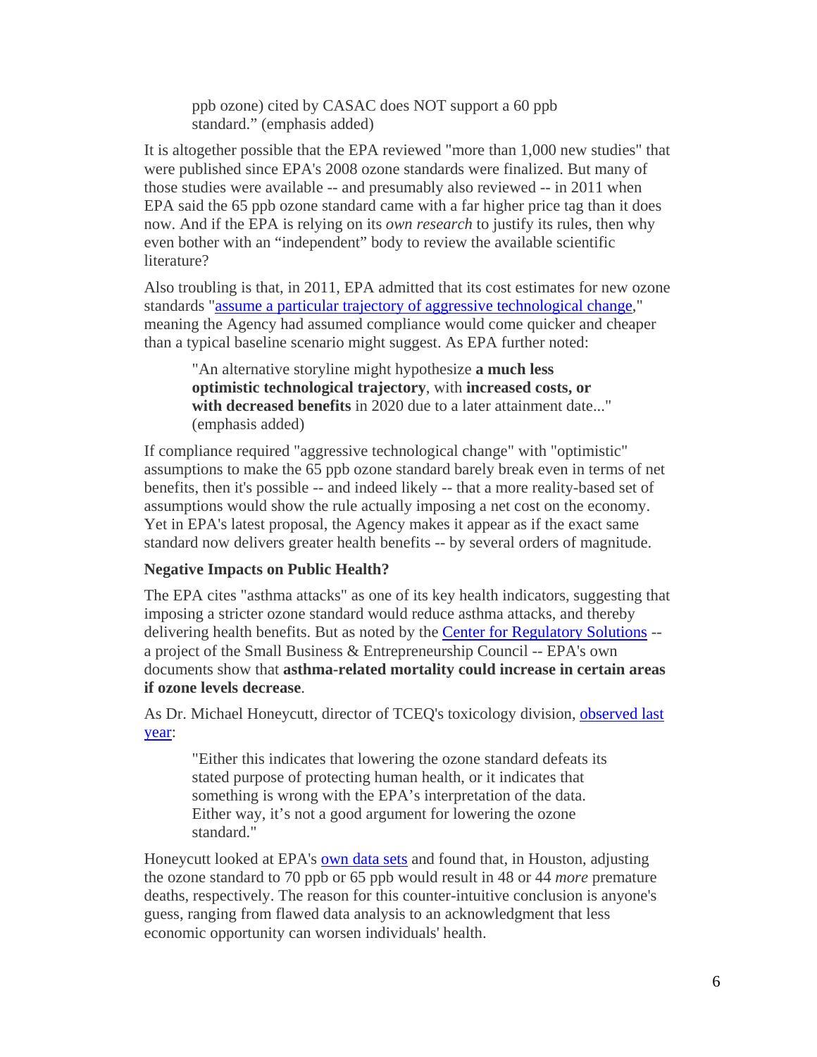> ppb ozone) cited by CASAC does NOT support a 60 ppb standard." (emphasis added)

It is altogether possible that the EPA reviewed "more than 1,000 new studies" that were published since EPA's 2008 ozone standards were finalized. But many of those studies were available -- and presumably also reviewed -- in 2011 when EPA said the 65 ppb ozone standard came with a far higher price tag than it does now. And if the EPA is relying on its *own research* to justify its rules, then why even bother with an "independent" body to review the available scientific literature?

Also troubling is that, in 2011, EPA admitted that its cost estimates for new ozone standards "assume a particular trajectory of aggressive technological change," meaning the Agency had assumed compliance would come quicker and cheaper than a typical baseline scenario might suggest. As EPA further noted:

> "An alternative storyline might hypothesize **a much less optimistic technological trajectory**, with **increased costs, or with decreased benefits** in 2020 due to a later attainment date..." (emphasis added)

If compliance required "aggressive technological change" with "optimistic" assumptions to make the 65 ppb ozone standard barely break even in terms of net benefits, then it's possible -- and indeed likely -- that a more reality-based set of assumptions would show the rule actually imposing a net cost on the economy. Yet in EPA's latest proposal, the Agency makes it appear as if the exact same standard now delivers greater health benefits -- by several orders of magnitude.

**Negative Impacts on Public Health?**

The EPA cites "asthma attacks" as one of its key health indicators, suggesting that imposing a stricter ozone standard would reduce asthma attacks, and thereby delivering health benefits. But as noted by the Center for Regulatory Solutions -- a project of the Small Business & Entrepreneurship Council -- EPA's own documents show that **asthma-related mortality could increase in certain areas if ozone levels decrease**.

As Dr. Michael Honeycutt, director of TCEQ's toxicology division, observed last year:

> "Either this indicates that lowering the ozone standard defeats its stated purpose of protecting human health, or it indicates that something is wrong with the EPA's interpretation of the data. Either way, it's not a good argument for lowering the ozone standard."

Honeycutt looked at EPA's own data sets and found that, in Houston, adjusting the ozone standard to 70 ppb or 65 ppb would result in 48 or 44 *more* premature deaths, respectively. The reason for this counter-intuitive conclusion is anyone's guess, ranging from flawed data analysis to an acknowledgment that less economic opportunity can worsen individuals' health.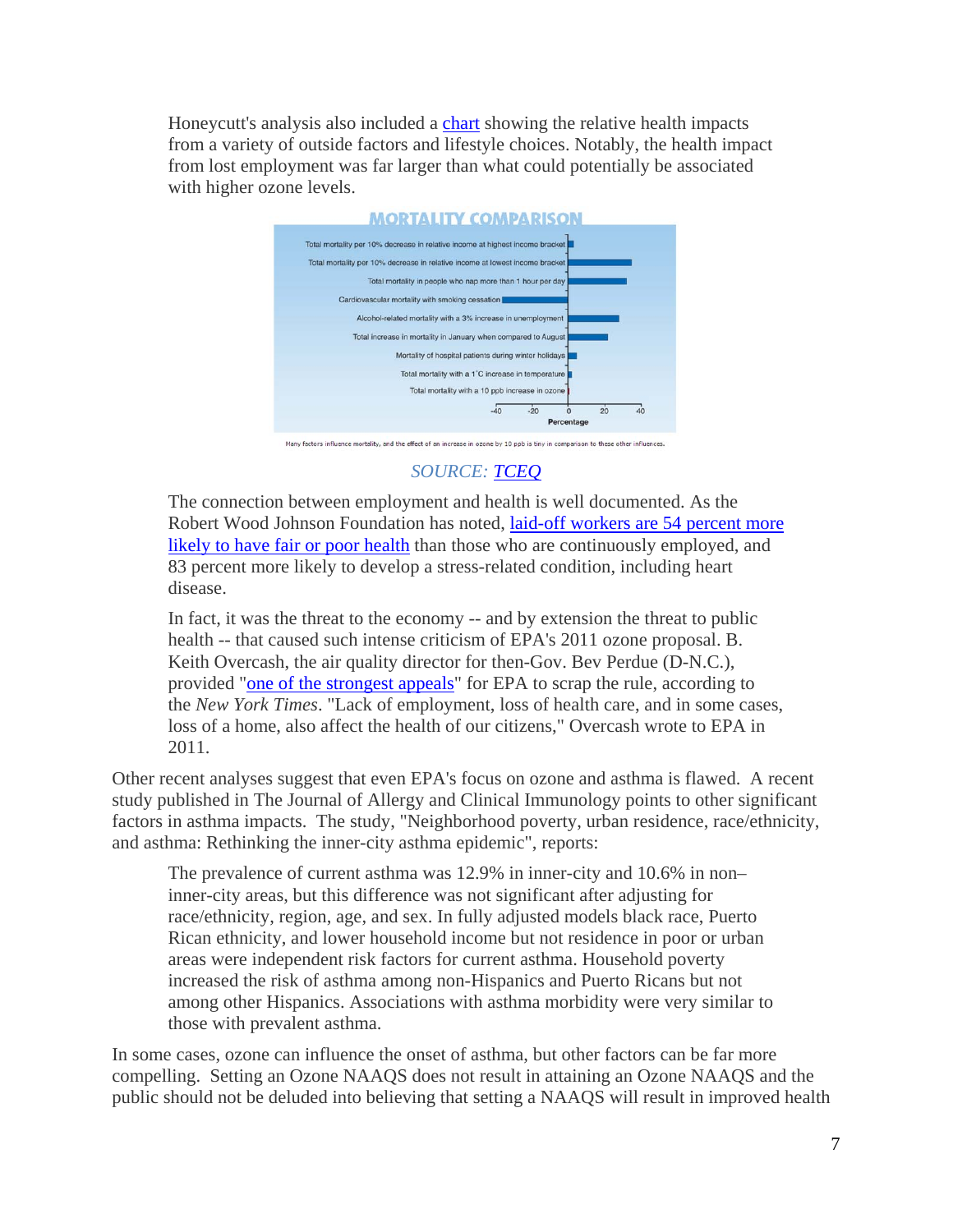Honeycutt's analysis also included a chart showing the relative health impacts from a variety of outside factors and lifestyle choices. Notably, the health impact from lost employment was far larger than what could potentially be associated with higher ozone levels.

**MORTALITY COMPARISON**

Many factors influence mortality, and the effect of an increase in ozone by 10 ppb is tiny in comparison to these other influences.

*SOURCE: TCEQ*

The connection between employment and health is well documented. As the Robert Wood Johnson Foundation has noted, laid-off workers are 54 percent more likely to have fair or poor health than those who are continuously employed, and 83 percent more likely to develop a stress-related condition, including heart disease.

In fact, it was the threat to the economy -- and by extension the threat to public health -- that caused such intense criticism of EPA's 2011 ozone proposal. B. Keith Overcash, the air quality director for then-Gov. Bev Perdue (D-N.C.), provided "one of the strongest appeals" for EPA to scrap the rule, according to the *New York Times*. "Lack of employment, loss of health care, and in some cases, loss of a home, also affect the health of our citizens," Overcash wrote to EPA in 2011.

Other recent analyses suggest that even EPA's focus on ozone and asthma is flawed. A recent study published in The Journal of Allergy and Clinical Immunology points to other significant factors in asthma impacts. The study, "Neighborhood poverty, urban residence, race/ethnicity, and asthma: Rethinking the inner-city asthma epidemic", reports:

> The prevalence of current asthma was 12.9% in inner-city and 10.6% in non–inner-city areas, but this difference was not significant after adjusting for race/ethnicity, region, age, and sex. In fully adjusted models black race, Puerto Rican ethnicity, and lower household income but not residence in poor or urban areas were independent risk factors for current asthma. Household poverty increased the risk of asthma among non-Hispanics and Puerto Ricans but not among other Hispanics. Associations with asthma morbidity were very similar to those with prevalent asthma.

In some cases, ozone can influence the onset of asthma, but other factors can be far more compelling. Setting an Ozone NAAQS does not result in attaining an Ozone NAAQS and the public should not be deluded into believing that setting a NAAQS will result in improved health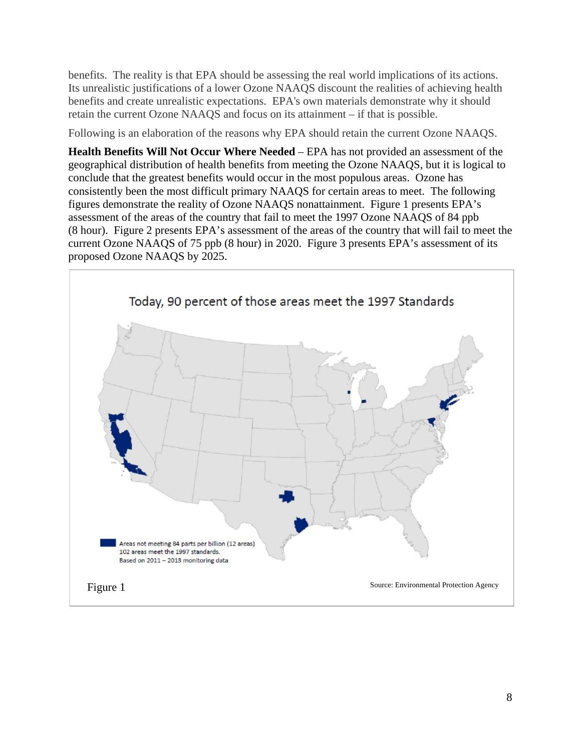benefits. The reality is that EPA should be assessing the real world implications of its actions. Its unrealistic justifications of a lower Ozone NAAQS discount the realities of achieving health benefits and create unrealistic expectations. EPA's own materials demonstrate why it should retain the current Ozone NAAQS and focus on its attainment – if that is possible.

Following is an elaboration of the reasons why EPA should retain the current Ozone NAAQS.

**Health Benefits Will Not Occur Where Needed** – EPA has not provided an assessment of the geographical distribution of health benefits from meeting the Ozone NAAQS, but it is logical to conclude that the greatest benefits would occur in the most populous areas. Ozone has consistently been the most difficult primary NAAQS for certain areas to meet. The following figures demonstrate the reality of Ozone NAAQS nonattainment. Figure 1 presents EPA's assessment of the areas of the country that fail to meet the 1997 Ozone NAAQS of 84 ppb (8 hour). Figure 2 presents EPA's assessment of the areas of the country that will fail to meet the current Ozone NAAQS of 75 ppb (8 hour) in 2020. Figure 3 presents EPA's assessment of its proposed Ozone NAAQS by 2025.

Today, 90 percent of those areas meet the 1997 Standards

Areas not meeting 84 parts per billion (12 areas)
102 areas meet the 1997 standards.
Based on 2011 – 2013 monitoring data

Figure 1

Source: Environmental Protection Agency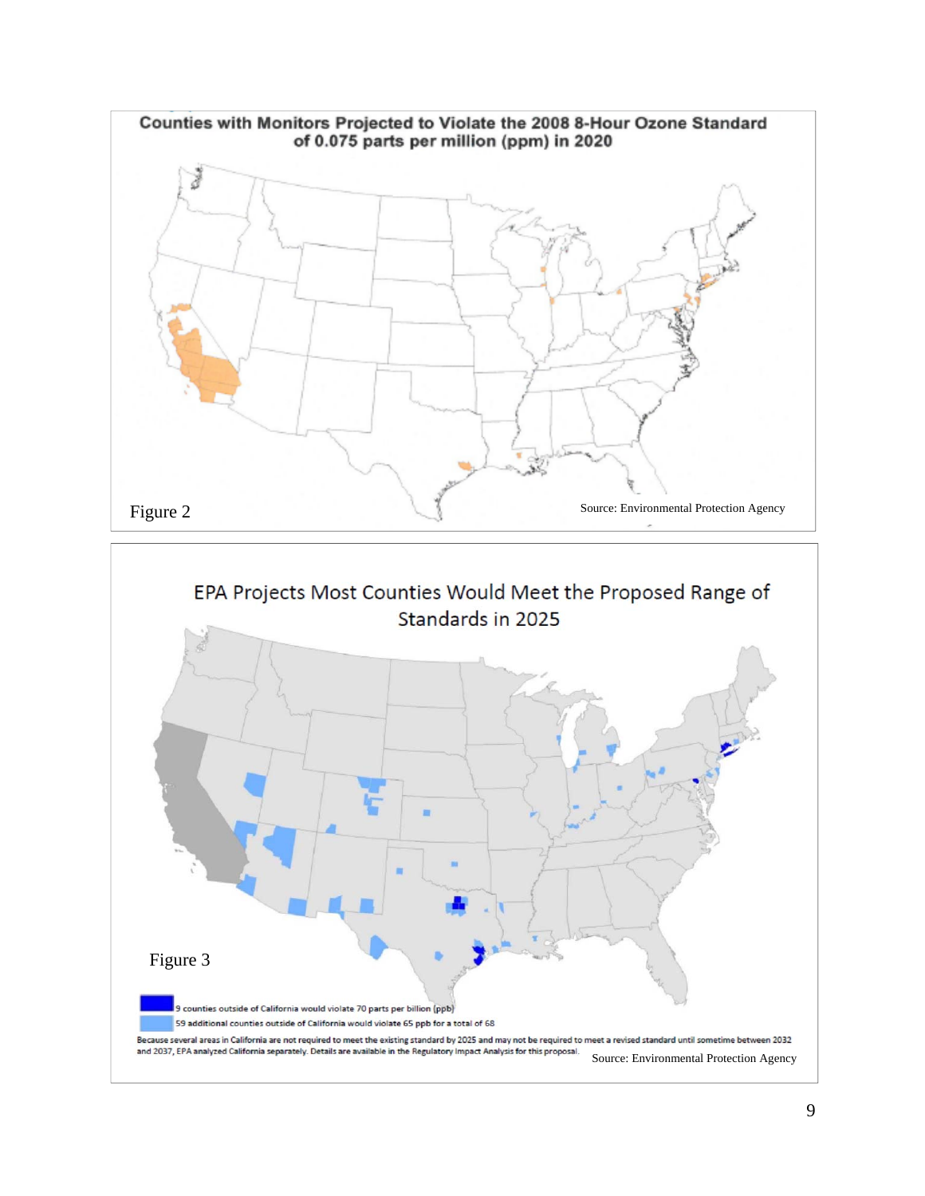**Counties with Monitors Projected to Violate the 2008 8-Hour Ozone Standard of 0.075 parts per million (ppm) in 2020**

Figure 2

Source: Environmental Protection Agency

**EPA Projects Most Counties Would Meet the Proposed Range of Standards in 2025**

Figure 3

9 counties outside of California would violate 70 parts per billion (ppb)

59 additional counties outside of California would violate 65 ppb for a total of 68

Because several areas in California are not required to meet the existing standard by 2025 and may not be required to meet a revised standard until sometime between 2032 and 2037, EPA analyzed California separately. Details are available in the Regulatory Impact Analysis for this proposal.

Source: Environmental Protection Agency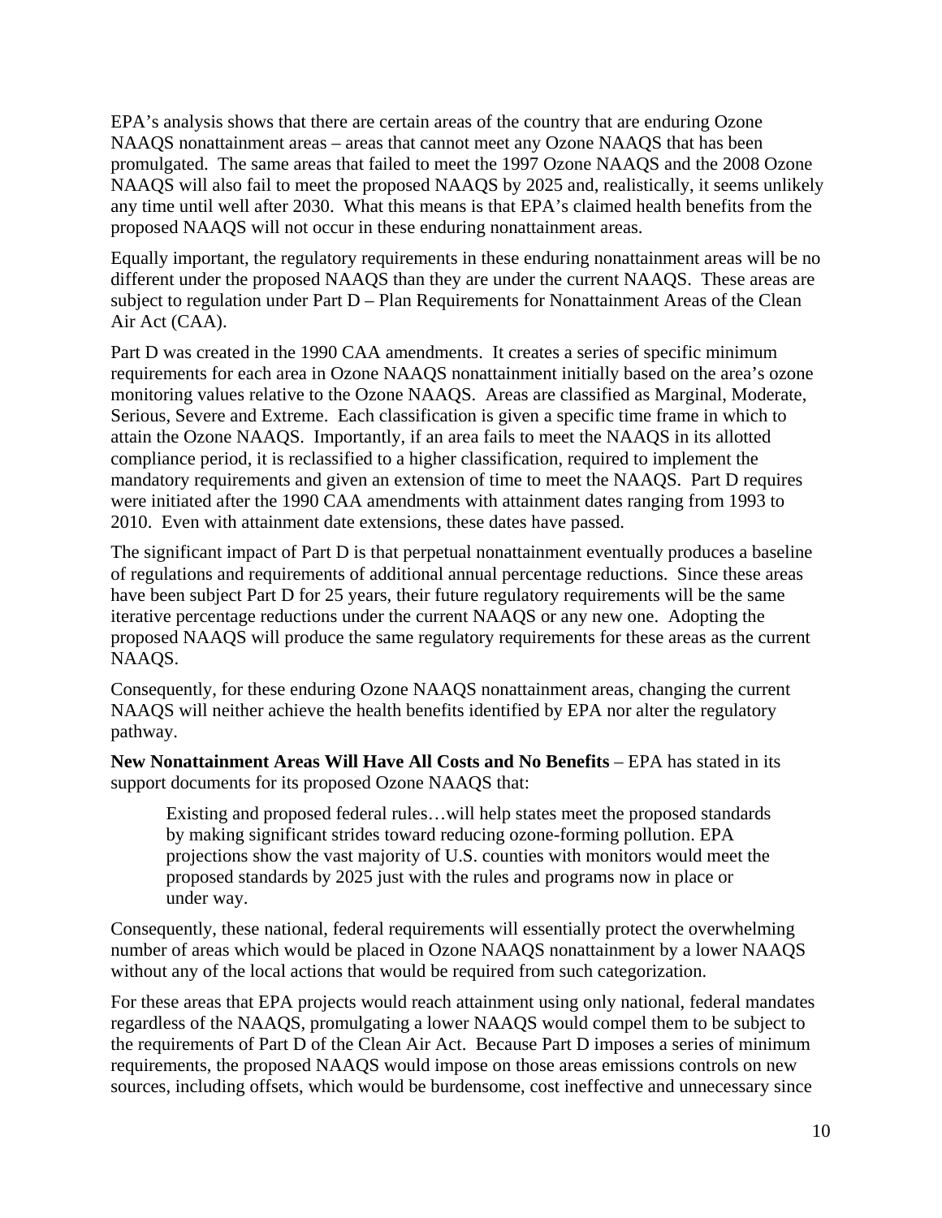EPA's analysis shows that there are certain areas of the country that are enduring Ozone NAAQS nonattainment areas – areas that cannot meet any Ozone NAAQS that has been promulgated. The same areas that failed to meet the 1997 Ozone NAAQS and the 2008 Ozone NAAQS will also fail to meet the proposed NAAQS by 2025 and, realistically, it seems unlikely any time until well after 2030. What this means is that EPA's claimed health benefits from the proposed NAAQS will not occur in these enduring nonattainment areas.

Equally important, the regulatory requirements in these enduring nonattainment areas will be no different under the proposed NAAQS than they are under the current NAAQS. These areas are subject to regulation under Part D – Plan Requirements for Nonattainment Areas of the Clean Air Act (CAA).

Part D was created in the 1990 CAA amendments. It creates a series of specific minimum requirements for each area in Ozone NAAQS nonattainment initially based on the area's ozone monitoring values relative to the Ozone NAAQS. Areas are classified as Marginal, Moderate, Serious, Severe and Extreme. Each classification is given a specific time frame in which to attain the Ozone NAAQS. Importantly, if an area fails to meet the NAAQS in its allotted compliance period, it is reclassified to a higher classification, required to implement the mandatory requirements and given an extension of time to meet the NAAQS. Part D requires were initiated after the 1990 CAA amendments with attainment dates ranging from 1993 to 2010. Even with attainment date extensions, these dates have passed.

The significant impact of Part D is that perpetual nonattainment eventually produces a baseline of regulations and requirements of additional annual percentage reductions. Since these areas have been subject Part D for 25 years, their future regulatory requirements will be the same iterative percentage reductions under the current NAAQS or any new one. Adopting the proposed NAAQS will produce the same regulatory requirements for these areas as the current NAAQS.

Consequently, for these enduring Ozone NAAQS nonattainment areas, changing the current NAAQS will neither achieve the health benefits identified by EPA nor alter the regulatory pathway.

**New Nonattainment Areas Will Have All Costs and No Benefits** – EPA has stated in its support documents for its proposed Ozone NAAQS that:

> Existing and proposed federal rules…will help states meet the proposed standards by making significant strides toward reducing ozone-forming pollution. EPA projections show the vast majority of U.S. counties with monitors would meet the proposed standards by 2025 just with the rules and programs now in place or under way.

Consequently, these national, federal requirements will essentially protect the overwhelming number of areas which would be placed in Ozone NAAQS nonattainment by a lower NAAQS without any of the local actions that would be required from such categorization.

For these areas that EPA projects would reach attainment using only national, federal mandates regardless of the NAAQS, promulgating a lower NAAQS would compel them to be subject to the requirements of Part D of the Clean Air Act. Because Part D imposes a series of minimum requirements, the proposed NAAQS would impose on those areas emissions controls on new sources, including offsets, which would be burdensome, cost ineffective and unnecessary since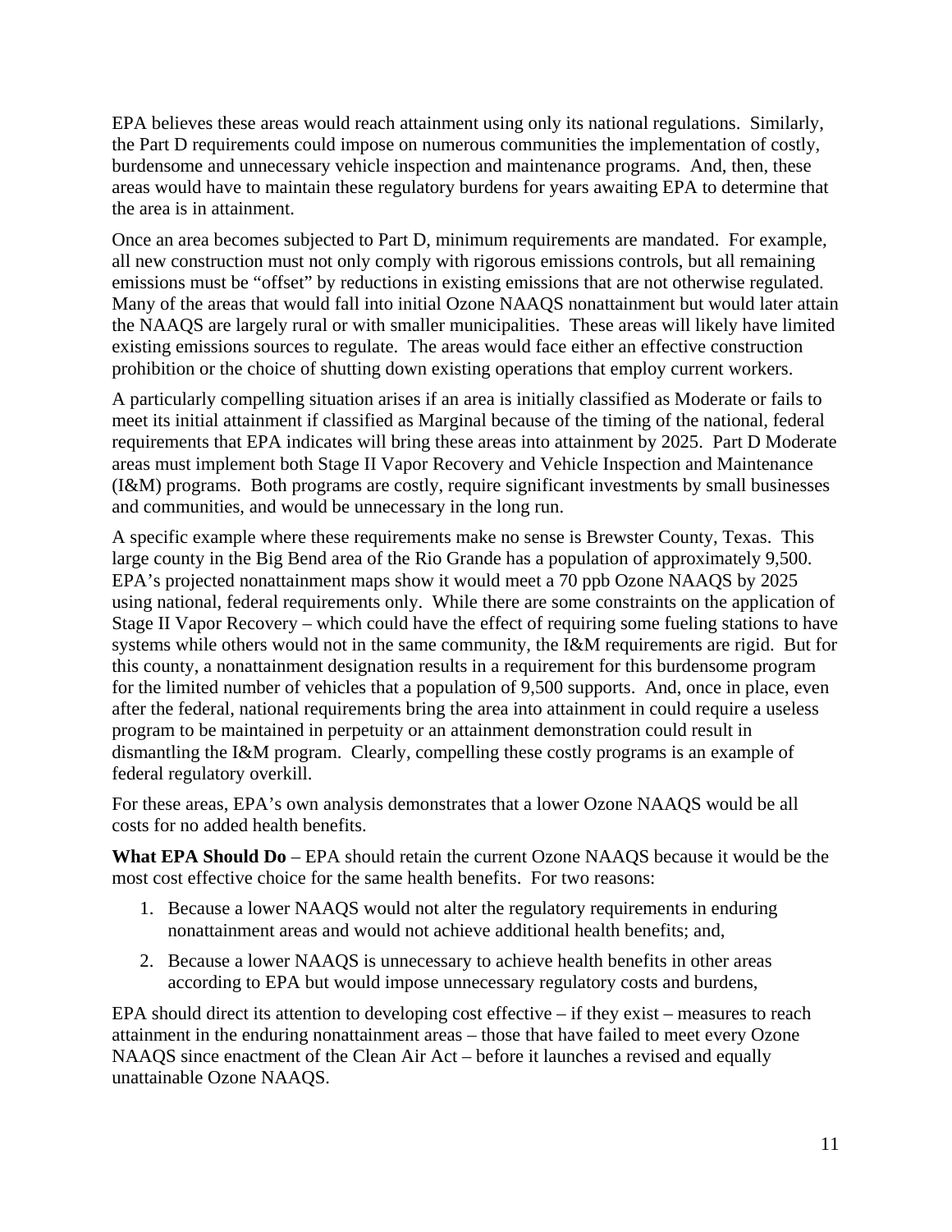EPA believes these areas would reach attainment using only its national regulations. Similarly, the Part D requirements could impose on numerous communities the implementation of costly, burdensome and unnecessary vehicle inspection and maintenance programs. And, then, these areas would have to maintain these regulatory burdens for years awaiting EPA to determine that the area is in attainment.

Once an area becomes subjected to Part D, minimum requirements are mandated. For example, all new construction must not only comply with rigorous emissions controls, but all remaining emissions must be "offset" by reductions in existing emissions that are not otherwise regulated. Many of the areas that would fall into initial Ozone NAAQS nonattainment but would later attain the NAAQS are largely rural or with smaller municipalities. These areas will likely have limited existing emissions sources to regulate. The areas would face either an effective construction prohibition or the choice of shutting down existing operations that employ current workers.

A particularly compelling situation arises if an area is initially classified as Moderate or fails to meet its initial attainment if classified as Marginal because of the timing of the national, federal requirements that EPA indicates will bring these areas into attainment by 2025. Part D Moderate areas must implement both Stage II Vapor Recovery and Vehicle Inspection and Maintenance (I&M) programs. Both programs are costly, require significant investments by small businesses and communities, and would be unnecessary in the long run.

A specific example where these requirements make no sense is Brewster County, Texas. This large county in the Big Bend area of the Rio Grande has a population of approximately 9,500. EPA's projected nonattainment maps show it would meet a 70 ppb Ozone NAAQS by 2025 using national, federal requirements only. While there are some constraints on the application of Stage II Vapor Recovery – which could have the effect of requiring some fueling stations to have systems while others would not in the same community, the I&M requirements are rigid. But for this county, a nonattainment designation results in a requirement for this burdensome program for the limited number of vehicles that a population of 9,500 supports. And, once in place, even after the federal, national requirements bring the area into attainment in could require a useless program to be maintained in perpetuity or an attainment demonstration could result in dismantling the I&M program. Clearly, compelling these costly programs is an example of federal regulatory overkill.

For these areas, EPA's own analysis demonstrates that a lower Ozone NAAQS would be all costs for no added health benefits.

**What EPA Should Do** – EPA should retain the current Ozone NAAQS because it would be the most cost effective choice for the same health benefits. For two reasons:

1. Because a lower NAAQS would not alter the regulatory requirements in enduring nonattainment areas and would not achieve additional health benefits; and,
2. Because a lower NAAQS is unnecessary to achieve health benefits in other areas according to EPA but would impose unnecessary regulatory costs and burdens,

EPA should direct its attention to developing cost effective – if they exist – measures to reach attainment in the enduring nonattainment areas – those that have failed to meet every Ozone NAAQS since enactment of the Clean Air Act – before it launches a revised and equally unattainable Ozone NAAQS.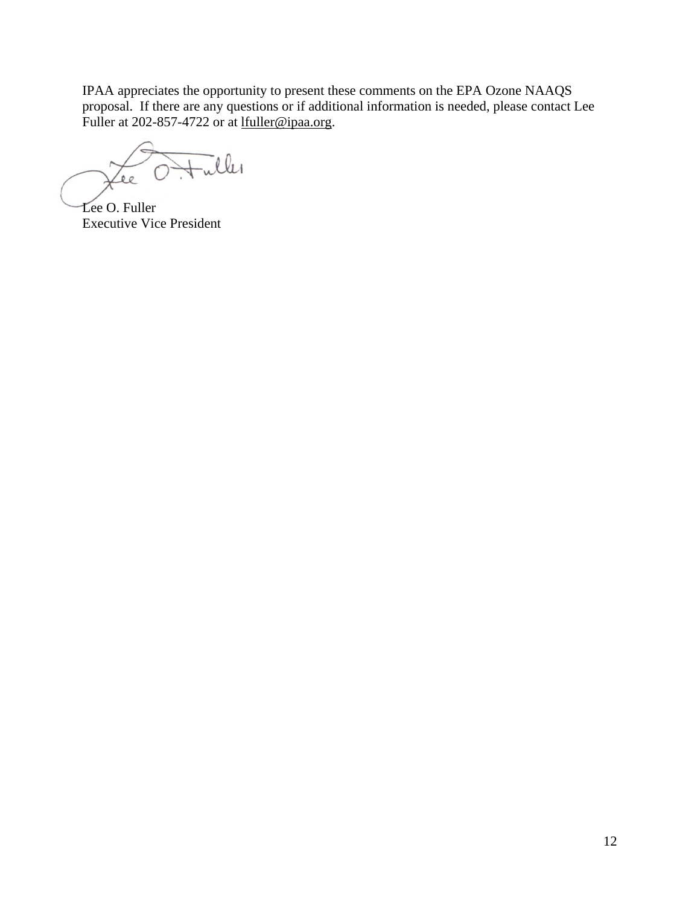IPAA appreciates the opportunity to present these comments on the EPA Ozone NAAQS proposal. If there are any questions or if additional information is needed, please contact Lee Fuller at 202-857-4722 or at lfuller@ipaa.org.

Lee O. Fuller
Executive Vice President